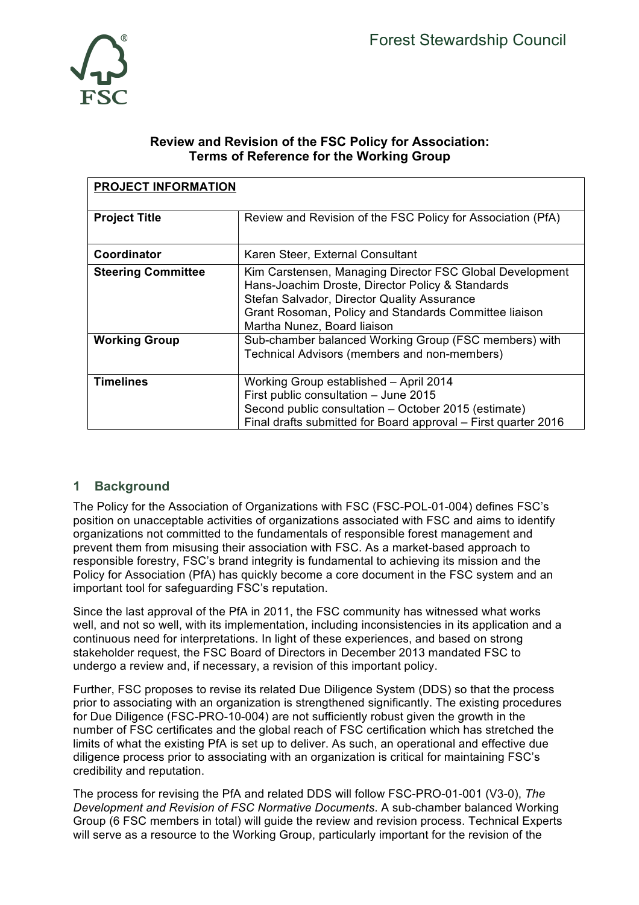Forest Stewardship Council

**Review and Revision of the FSC Policy for Association: Terms of Reference for the Working Group**

| **PROJECT INFORMATION** | |
|---|---|
| **Project Title** | Review and Revision of the FSC Policy for Association (PfA) |
| **Coordinator** | Karen Steer, External Consultant |
| **Steering Committee** | Kim Carstensen, Managing Director FSC Global Development<br>Hans-Joachim Droste, Director Policy & Standards<br>Stefan Salvador, Director Quality Assurance<br>Grant Rosoman, Policy and Standards Committee liaison<br>Martha Nunez, Board liaison |
| **Working Group** | Sub-chamber balanced Working Group (FSC members) with Technical Advisors (members and non-members) |
| **Timelines** | Working Group established – April 2014<br>First public consultation – June 2015<br>Second public consultation – October 2015 (estimate)<br>Final drafts submitted for Board approval – First quarter 2016 |

## 1 Background

The Policy for the Association of Organizations with FSC (FSC-POL-01-004) defines FSC's position on unacceptable activities of organizations associated with FSC and aims to identify organizations not committed to the fundamentals of responsible forest management and prevent them from misusing their association with FSC. As a market-based approach to responsible forestry, FSC's brand integrity is fundamental to achieving its mission and the Policy for Association (PfA) has quickly become a core document in the FSC system and an important tool for safeguarding FSC's reputation.

Since the last approval of the PfA in 2011, the FSC community has witnessed what works well, and not so well, with its implementation, including inconsistencies in its application and a continuous need for interpretations. In light of these experiences, and based on strong stakeholder request, the FSC Board of Directors in December 2013 mandated FSC to undergo a review and, if necessary, a revision of this important policy.

Further, FSC proposes to revise its related Due Diligence System (DDS) so that the process prior to associating with an organization is strengthened significantly. The existing procedures for Due Diligence (FSC-PRO-10-004) are not sufficiently robust given the growth in the number of FSC certificates and the global reach of FSC certification which has stretched the limits of what the existing PfA is set up to deliver. As such, an operational and effective due diligence process prior to associating with an organization is critical for maintaining FSC's credibility and reputation.

The process for revising the PfA and related DDS will follow FSC-PRO-01-001 (V3-0), *The Development and Revision of FSC Normative Documents*. A sub-chamber balanced Working Group (6 FSC members in total) will guide the review and revision process. Technical Experts will serve as a resource to the Working Group, particularly important for the revision of the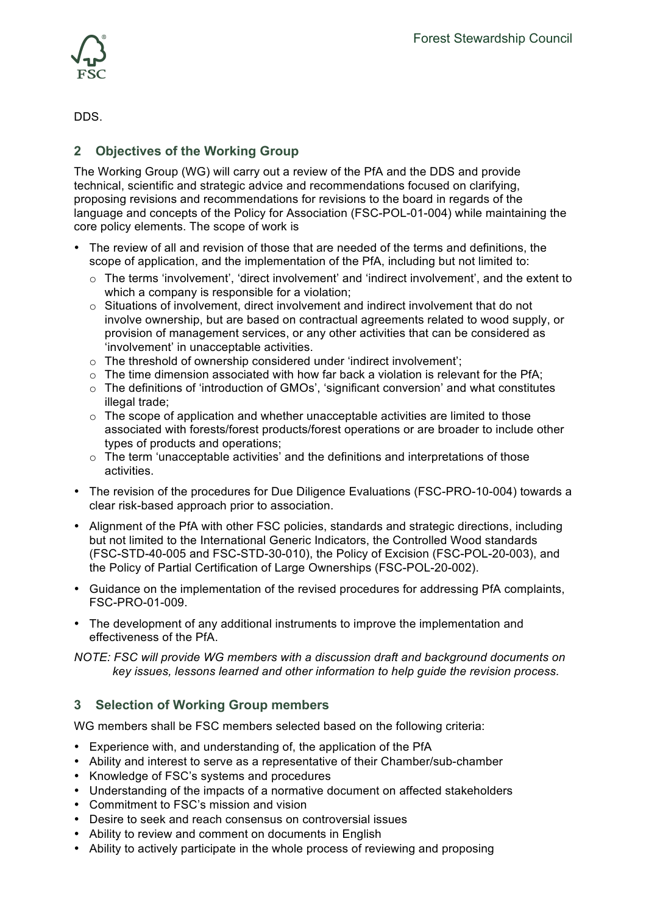DDS.

## 2 Objectives of the Working Group

The Working Group (WG) will carry out a review of the PfA and the DDS and provide technical, scientific and strategic advice and recommendations focused on clarifying, proposing revisions and recommendations for revisions to the board in regards of the language and concepts of the Policy for Association (FSC-POL-01-004) while maintaining the core policy elements. The scope of work is

- The review of all and revision of those that are needed of the terms and definitions, the scope of application, and the implementation of the PfA, including but not limited to:
  - The terms 'involvement', 'direct involvement' and 'indirect involvement', and the extent to which a company is responsible for a violation;
  - Situations of involvement, direct involvement and indirect involvement that do not involve ownership, but are based on contractual agreements related to wood supply, or provision of management services, or any other activities that can be considered as 'involvement' in unacceptable activities.
  - The threshold of ownership considered under 'indirect involvement';
  - The time dimension associated with how far back a violation is relevant for the PfA;
  - The definitions of 'introduction of GMOs', 'significant conversion' and what constitutes illegal trade;
  - The scope of application and whether unacceptable activities are limited to those associated with forests/forest products/forest operations or are broader to include other types of products and operations;
  - The term 'unacceptable activities' and the definitions and interpretations of those activities.
- The revision of the procedures for Due Diligence Evaluations (FSC-PRO-10-004) towards a clear risk-based approach prior to association.
- Alignment of the PfA with other FSC policies, standards and strategic directions, including but not limited to the International Generic Indicators, the Controlled Wood standards (FSC-STD-40-005 and FSC-STD-30-010), the Policy of Excision (FSC-POL-20-003), and the Policy of Partial Certification of Large Ownerships (FSC-POL-20-002).
- Guidance on the implementation of the revised procedures for addressing PfA complaints, FSC-PRO-01-009.
- The development of any additional instruments to improve the implementation and effectiveness of the PfA.

*NOTE: FSC will provide WG members with a discussion draft and background documents on key issues, lessons learned and other information to help guide the revision process.*

## 3 Selection of Working Group members

WG members shall be FSC members selected based on the following criteria:

- Experience with, and understanding of, the application of the PfA
- Ability and interest to serve as a representative of their Chamber/sub-chamber
- Knowledge of FSC's systems and procedures
- Understanding of the impacts of a normative document on affected stakeholders
- Commitment to FSC's mission and vision
- Desire to seek and reach consensus on controversial issues
- Ability to review and comment on documents in English
- Ability to actively participate in the whole process of reviewing and proposing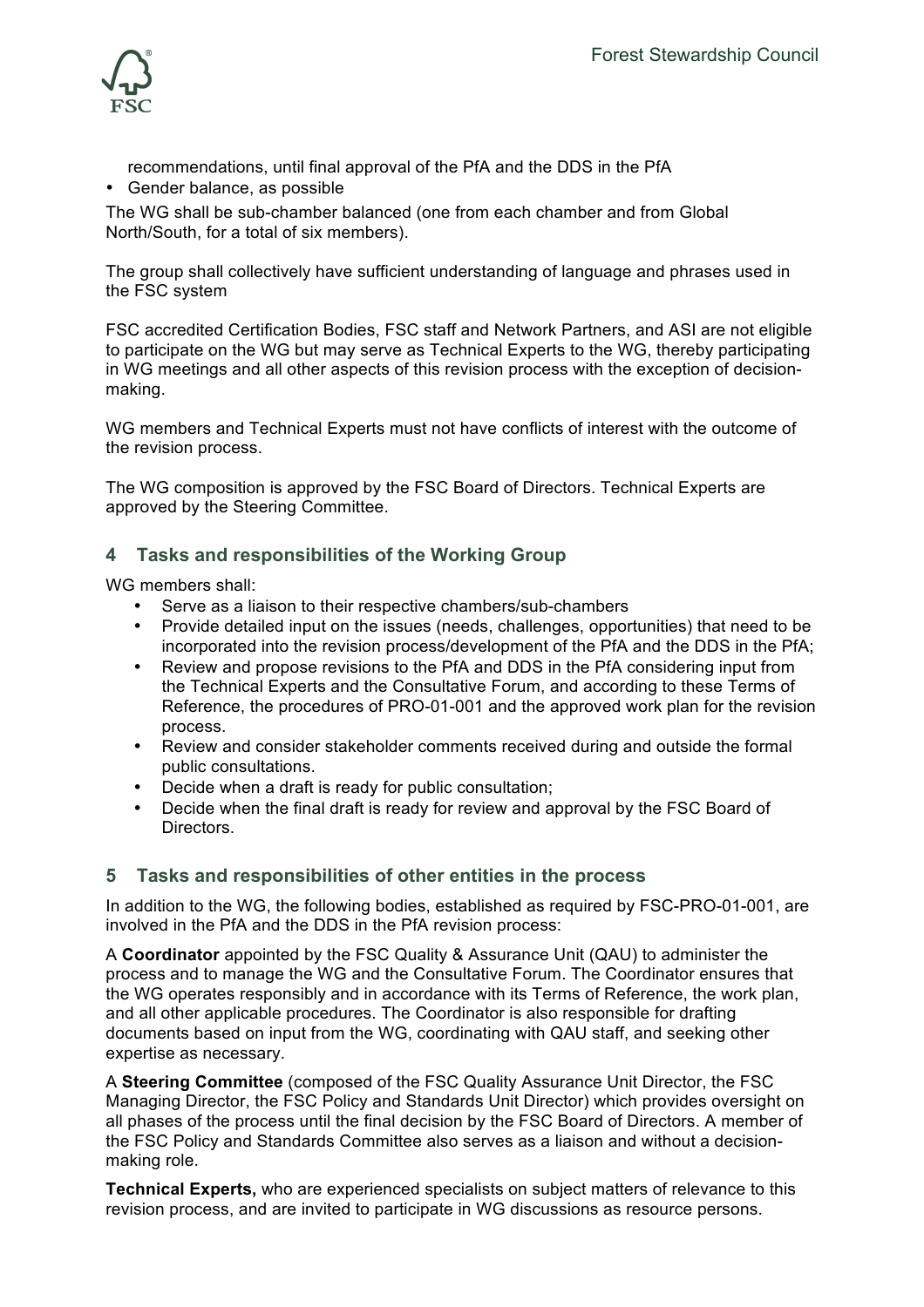recommendations, until final approval of the PfA and the DDS in the PfA

- Gender balance, as possible

The WG shall be sub-chamber balanced (one from each chamber and from Global North/South, for a total of six members).

The group shall collectively have sufficient understanding of language and phrases used in the FSC system

FSC accredited Certification Bodies, FSC staff and Network Partners, and ASI are not eligible to participate on the WG but may serve as Technical Experts to the WG, thereby participating in WG meetings and all other aspects of this revision process with the exception of decision-making.

WG members and Technical Experts must not have conflicts of interest with the outcome of the revision process.

The WG composition is approved by the FSC Board of Directors. Technical Experts are approved by the Steering Committee.

## 4 Tasks and responsibilities of the Working Group

WG members shall:

- Serve as a liaison to their respective chambers/sub-chambers
- Provide detailed input on the issues (needs, challenges, opportunities) that need to be incorporated into the revision process/development of the PfA and the DDS in the PfA;
- Review and propose revisions to the PfA and DDS in the PfA considering input from the Technical Experts and the Consultative Forum, and according to these Terms of Reference, the procedures of PRO-01-001 and the approved work plan for the revision process.
- Review and consider stakeholder comments received during and outside the formal public consultations.
- Decide when a draft is ready for public consultation;
- Decide when the final draft is ready for review and approval by the FSC Board of Directors.

## 5 Tasks and responsibilities of other entities in the process

In addition to the WG, the following bodies, established as required by FSC-PRO-01-001, are involved in the PfA and the DDS in the PfA revision process:

A **Coordinator** appointed by the FSC Quality & Assurance Unit (QAU) to administer the process and to manage the WG and the Consultative Forum. The Coordinator ensures that the WG operates responsibly and in accordance with its Terms of Reference, the work plan, and all other applicable procedures. The Coordinator is also responsible for drafting documents based on input from the WG, coordinating with QAU staff, and seeking other expertise as necessary.

A **Steering Committee** (composed of the FSC Quality Assurance Unit Director, the FSC Managing Director, the FSC Policy and Standards Unit Director) which provides oversight on all phases of the process until the final decision by the FSC Board of Directors. A member of the FSC Policy and Standards Committee also serves as a liaison and without a decision-making role.

**Technical Experts,** who are experienced specialists on subject matters of relevance to this revision process, and are invited to participate in WG discussions as resource persons.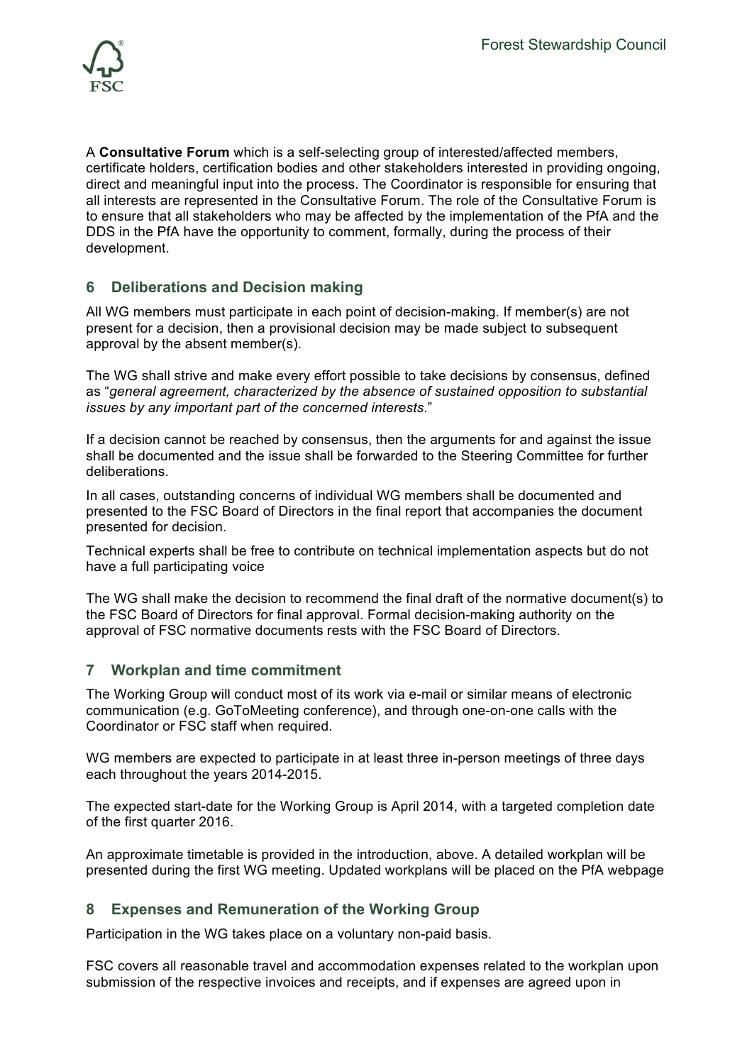A **Consultative Forum** which is a self-selecting group of interested/affected members, certificate holders, certification bodies and other stakeholders interested in providing ongoing, direct and meaningful input into the process. The Coordinator is responsible for ensuring that all interests are represented in the Consultative Forum. The role of the Consultative Forum is to ensure that all stakeholders who may be affected by the implementation of the PfA and the DDS in the PfA have the opportunity to comment, formally, during the process of their development.

## 6 Deliberations and Decision making

All WG members must participate in each point of decision-making. If member(s) are not present for a decision, then a provisional decision may be made subject to subsequent approval by the absent member(s).

The WG shall strive and make every effort possible to take decisions by consensus, defined as "*general agreement, characterized by the absence of sustained opposition to substantial issues by any important part of the concerned interests*."

If a decision cannot be reached by consensus, then the arguments for and against the issue shall be documented and the issue shall be forwarded to the Steering Committee for further deliberations.

In all cases, outstanding concerns of individual WG members shall be documented and presented to the FSC Board of Directors in the final report that accompanies the document presented for decision.

Technical experts shall be free to contribute on technical implementation aspects but do not have a full participating voice

The WG shall make the decision to recommend the final draft of the normative document(s) to the FSC Board of Directors for final approval. Formal decision-making authority on the approval of FSC normative documents rests with the FSC Board of Directors.

## 7 Workplan and time commitment

The Working Group will conduct most of its work via e-mail or similar means of electronic communication (e.g. GoToMeeting conference), and through one-on-one calls with the Coordinator or FSC staff when required.

WG members are expected to participate in at least three in-person meetings of three days each throughout the years 2014-2015.

The expected start-date for the Working Group is April 2014, with a targeted completion date of the first quarter 2016.

An approximate timetable is provided in the introduction, above. A detailed workplan will be presented during the first WG meeting. Updated workplans will be placed on the PfA webpage

## 8 Expenses and Remuneration of the Working Group

Participation in the WG takes place on a voluntary non-paid basis.

FSC covers all reasonable travel and accommodation expenses related to the workplan upon submission of the respective invoices and receipts, and if expenses are agreed upon in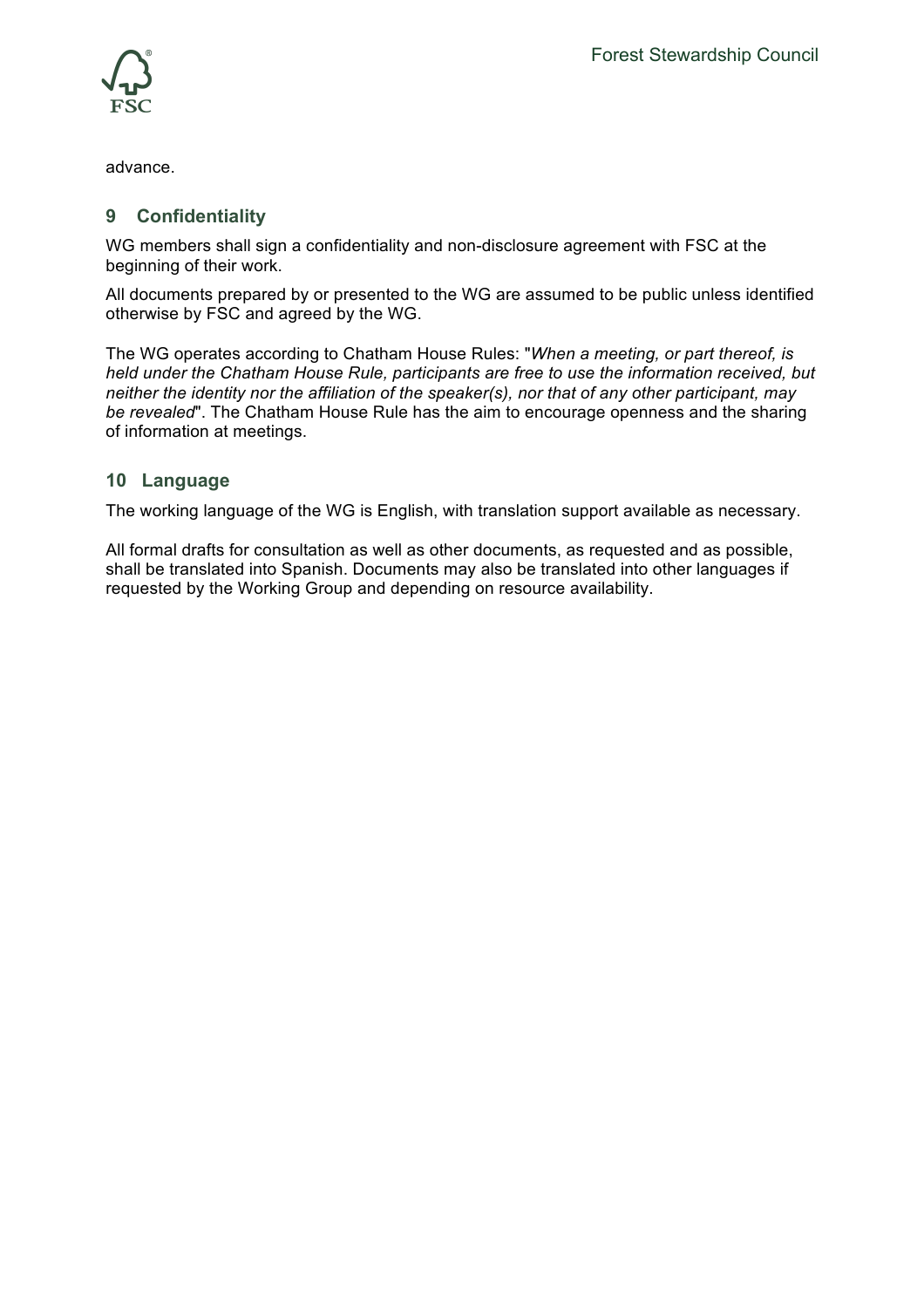advance.

## 9 Confidentiality

WG members shall sign a confidentiality and non-disclosure agreement with FSC at the beginning of their work.

All documents prepared by or presented to the WG are assumed to be public unless identified otherwise by FSC and agreed by the WG.

The WG operates according to Chatham House Rules: "*When a meeting, or part thereof, is held under the Chatham House Rule, participants are free to use the information received, but neither the identity nor the affiliation of the speaker(s), nor that of any other participant, may be revealed*". The Chatham House Rule has the aim to encourage openness and the sharing of information at meetings.

## 10 Language

The working language of the WG is English, with translation support available as necessary.

All formal drafts for consultation as well as other documents, as requested and as possible, shall be translated into Spanish. Documents may also be translated into other languages if requested by the Working Group and depending on resource availability.